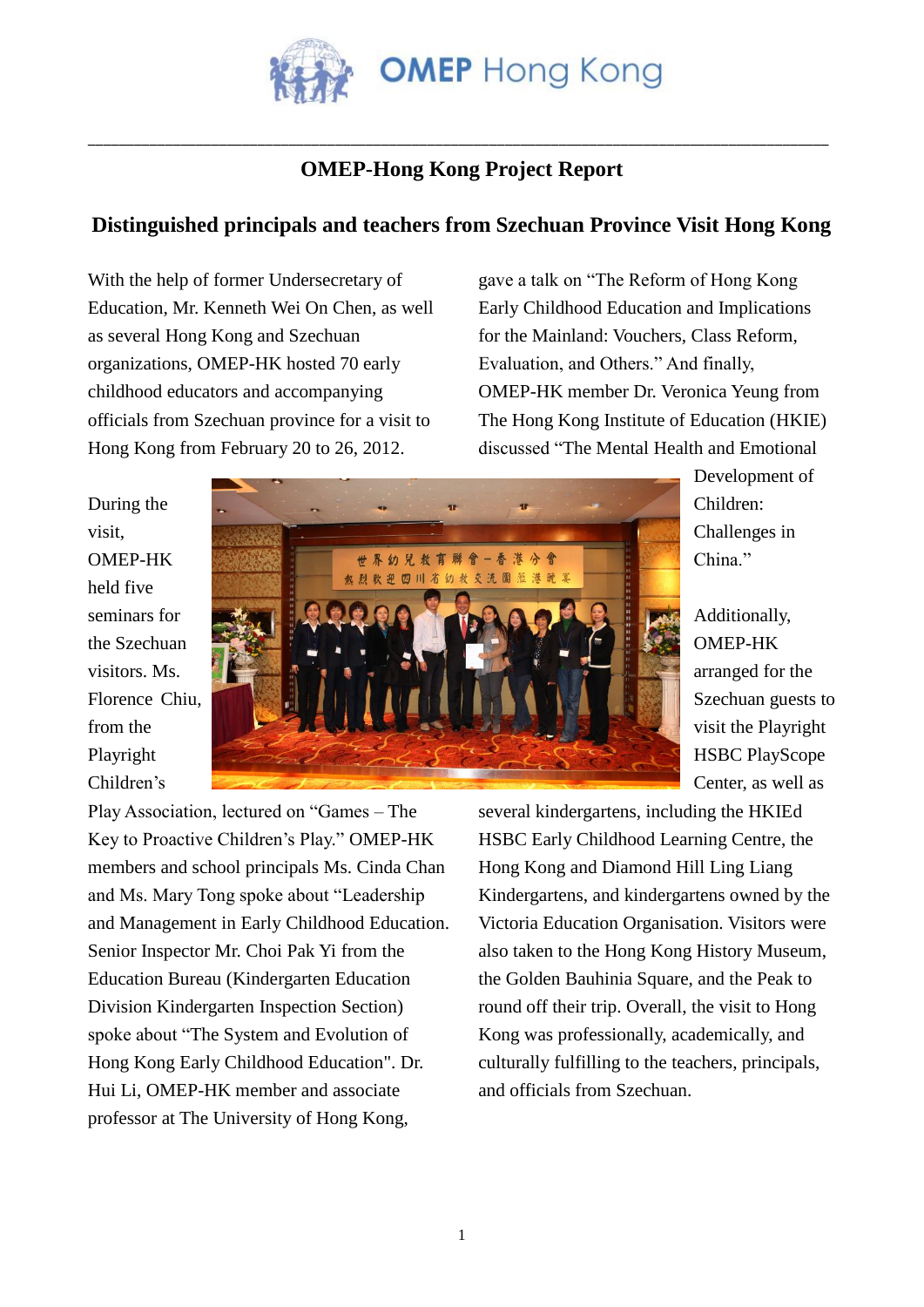# OMEP Hong Kong

## OMEP-Hong Kong Project Report

## Distinguished principals and teachers from Szechuan Province Visit Hong Kong

With the help of former Undersecretary of Education, Mr. Kenneth Wei On Chen, as well as several Hong Kong and Szechuan organizations, OMEP-HK hosted 70 early childhood educators and accompanying officials from Szechuan province for a visit to Hong Kong from February 20 to 26, 2012.

During the visit, OMEP-HK held five seminars for the Szechuan visitors. Ms. Florence Chiu, from the Playright Children's Play Association, lectured on "Games – The Key to Proactive Children's Play." OMEP-HK members and school principals Ms. Cinda Chan and Ms. Mary Tong spoke about "Leadership and Management in Early Childhood Education. Senior Inspector Mr. Choi Pak Yi from the Education Bureau (Kindergarten Education Division Kindergarten Inspection Section) spoke about "The System and Evolution of Hong Kong Early Childhood Education". Dr. Hui Li, OMEP-HK member and associate professor at The University of Hong Kong, gave a talk on "The Reform of Hong Kong Early Childhood Education and Implications for the Mainland: Vouchers, Class Reform, Evaluation, and Others." And finally, OMEP-HK member Dr. Veronica Yeung from The Hong Kong Institute of Education (HKIE) discussed "The Mental Health and Emotional Development of Children: Challenges in China."

Additionally, OMEP-HK arranged for the Szechuan guests to visit the Playright HSBC PlayScope Center, as well as several kindergartens, including the HKIEd HSBC Early Childhood Learning Centre, the Hong Kong and Diamond Hill Ling Liang Kindergartens, and kindergartens owned by the Victoria Education Organisation. Visitors were also taken to the Hong Kong History Museum, the Golden Bauhinia Square, and the Peak to round off their trip. Overall, the visit to Hong Kong was professionally, academically, and culturally fulfilling to the teachers, principals, and officials from Szechuan.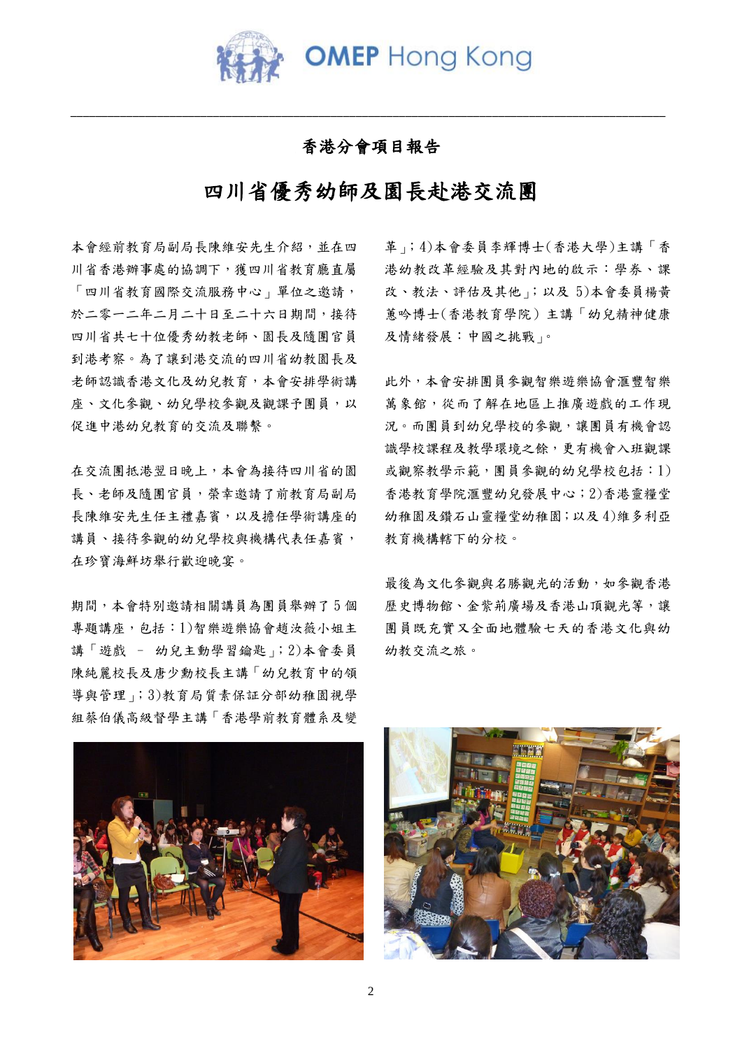## 香港分會項目報告

# 四川省優秀幼師及園長赴港交流團

本會經前教育局副局長陳維安先生介紹，並在四川省香港辦事處的協調下，獲四川省教育廳直屬「四川省教育國際交流服務中心」單位之邀請，於二零一二年二月二十日至二十六日期間，接待四川省共七十位優秀幼教老師、園長及隨團官員到港考察。為了讓到港交流的四川省幼教園長及老師認識香港文化及幼兒教育，本會安排學術講座、文化參觀、幼兒學校參觀及觀課予團員，以促進中港幼兒教育的交流及聯繫。

在交流團抵港翌日晚上，本會為接待四川省的園長、老師及隨團官員，榮幸邀請了前教育局副局長陳維安先生任主禮嘉賓，以及擔任學術講座的講員、接待參觀的幼兒學校與機構代表任嘉賓，在珍寶海鮮坊舉行歡迎晚宴。

期間，本會特別邀請相關講員為團員舉辦了 5 個專題講座，包括：1)智樂遊樂協會趙汝薇小姐主講「遊戲 – 幼兒主動學習鑰匙」；2)本會委員陳純麗校長及唐少勳校長主講「幼兒教育中的領導與管理」；3)教育局質素保証分部幼稚園視學組蔡伯儀高級督學主講「香港學前教育體系及變革」；4)本會委員李輝博士(香港大學)主講「香港幼教改革經驗及其對內地的啟示：學券、課改、教法、評估及其他」；以及 5)本會委員楊黃蕙吟博士(香港教育學院) 主講「幼兒精神健康及情緒發展：中國之挑戰」。

此外，本會安排團員參觀智樂遊樂協會滙豐智樂萬象館，從而了解在地區上推廣遊戲的工作現況。而團員到幼兒學校的參觀，讓團員有機會認識學校課程及教學環境之餘，更有機會入班觀課或觀察教學示範，團員參觀的幼兒學校包括：1)香港教育學院滙豐幼兒發展中心；2)香港靈糧堂幼稚園及鑽石山靈糧堂幼稚園；以及 4)維多利亞教育機構轄下的分校。

最後為文化參觀與名勝觀光的活動，如參觀香港歷史博物館、金紫荊廣場及香港山頂觀光等，讓團員既充實又全面地體驗七天的香港文化與幼幼教交流之旅。